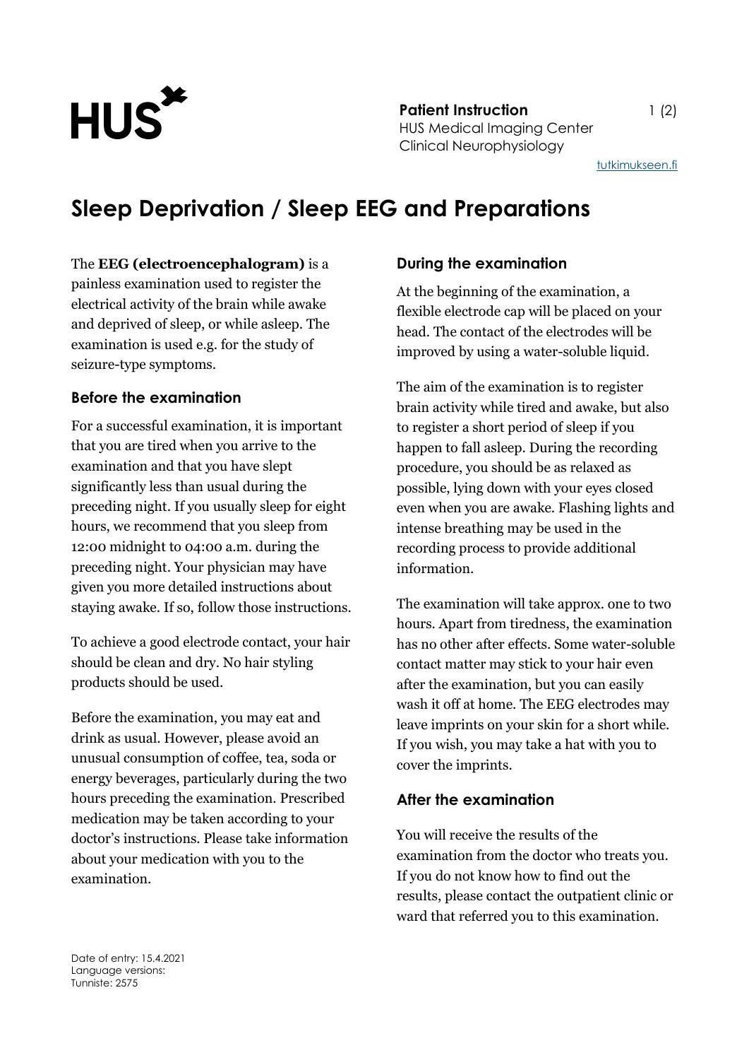HUS

**Patient Instruction**
HUS Medical Imaging Center
Clinical Neurophysiology

tutkimukseen.fi

# Sleep Deprivation / Sleep EEG and Preparations

The **EEG (electroencephalogram)** is a painless examination used to register the electrical activity of the brain while awake and deprived of sleep, or while asleep. The examination is used e.g. for the study of seizure-type symptoms.

## Before the examination

For a successful examination, it is important that you are tired when you arrive to the examination and that you have slept significantly less than usual during the preceding night. If you usually sleep for eight hours, we recommend that you sleep from 12:00 midnight to 04:00 a.m. during the preceding night. Your physician may have given you more detailed instructions about staying awake. If so, follow those instructions.

To achieve a good electrode contact, your hair should be clean and dry. No hair styling products should be used.

Before the examination, you may eat and drink as usual. However, please avoid an unusual consumption of coffee, tea, soda or energy beverages, particularly during the two hours preceding the examination. Prescribed medication may be taken according to your doctor's instructions. Please take information about your medication with you to the examination.

## During the examination

At the beginning of the examination, a flexible electrode cap will be placed on your head. The contact of the electrodes will be improved by using a water-soluble liquid.

The aim of the examination is to register brain activity while tired and awake, but also to register a short period of sleep if you happen to fall asleep. During the recording procedure, you should be as relaxed as possible, lying down with your eyes closed even when you are awake. Flashing lights and intense breathing may be used in the recording process to provide additional information.

The examination will take approx. one to two hours. Apart from tiredness, the examination has no other after effects. Some water-soluble contact matter may stick to your hair even after the examination, but you can easily wash it off at home. The EEG electrodes may leave imprints on your skin for a short while. If you wish, you may take a hat with you to cover the imprints.

## After the examination

You will receive the results of the examination from the doctor who treats you. If you do not know how to find out the results, please contact the outpatient clinic or ward that referred you to this examination.

Date of entry: 15.4.2021
Language versions:
Tunniste: 2575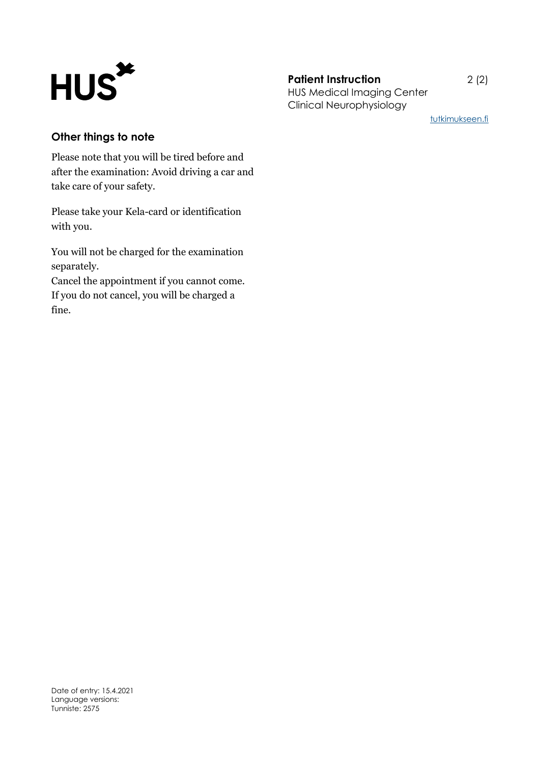## Other things to note

Please note that you will be tired before and after the examination: Avoid driving a car and take care of your safety.

Please take your Kela-card or identification with you.

You will not be charged for the examination separately.
Cancel the appointment if you cannot come. If you do not cancel, you will be charged a fine.

Date of entry: 15.4.2021
Language versions:
Tunniste: 2575